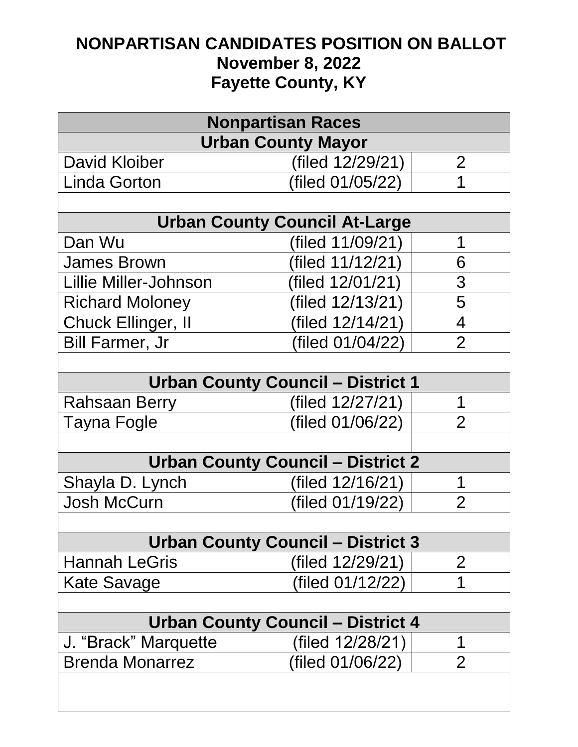# NONPARTISAN CANDIDATES POSITION ON BALLOT
## November 8, 2022
## Fayette County, KY

| Nonpartisan Races | | |
|---|---|---|
| **Urban County Mayor** | | |
| David Kloiber | (filed 12/29/21) | 2 |
| Linda Gorton | (filed 01/05/22) | 1 |
| | | |
| **Urban County Council At-Large** | | |
| Dan Wu | (filed 11/09/21) | 1 |
| James Brown | (filed 11/12/21) | 6 |
| Lillie Miller-Johnson | (filed 12/01/21) | 3 |
| Richard Moloney | (filed 12/13/21) | 5 |
| Chuck Ellinger, II | (filed 12/14/21) | 4 |
| Bill Farmer, Jr | (filed 01/04/22) | 2 |
| | | |
| **Urban County Council – District 1** | | |
| Rahsaan Berry | (filed 12/27/21) | 1 |
| Tayna Fogle | (filed 01/06/22) | 2 |
| | | |
| **Urban County Council – District 2** | | |
| Shayla D. Lynch | (filed 12/16/21) | 1 |
| Josh McCurn | (filed 01/19/22) | 2 |
| | | |
| **Urban County Council – District 3** | | |
| Hannah LeGris | (filed 12/29/21) | 2 |
| Kate Savage | (filed 01/12/22) | 1 |
| | | |
| **Urban County Council – District 4** | | |
| J. "Brack" Marquette | (filed 12/28/21) | 1 |
| Brenda Monarrez | (filed 01/06/22) | 2 |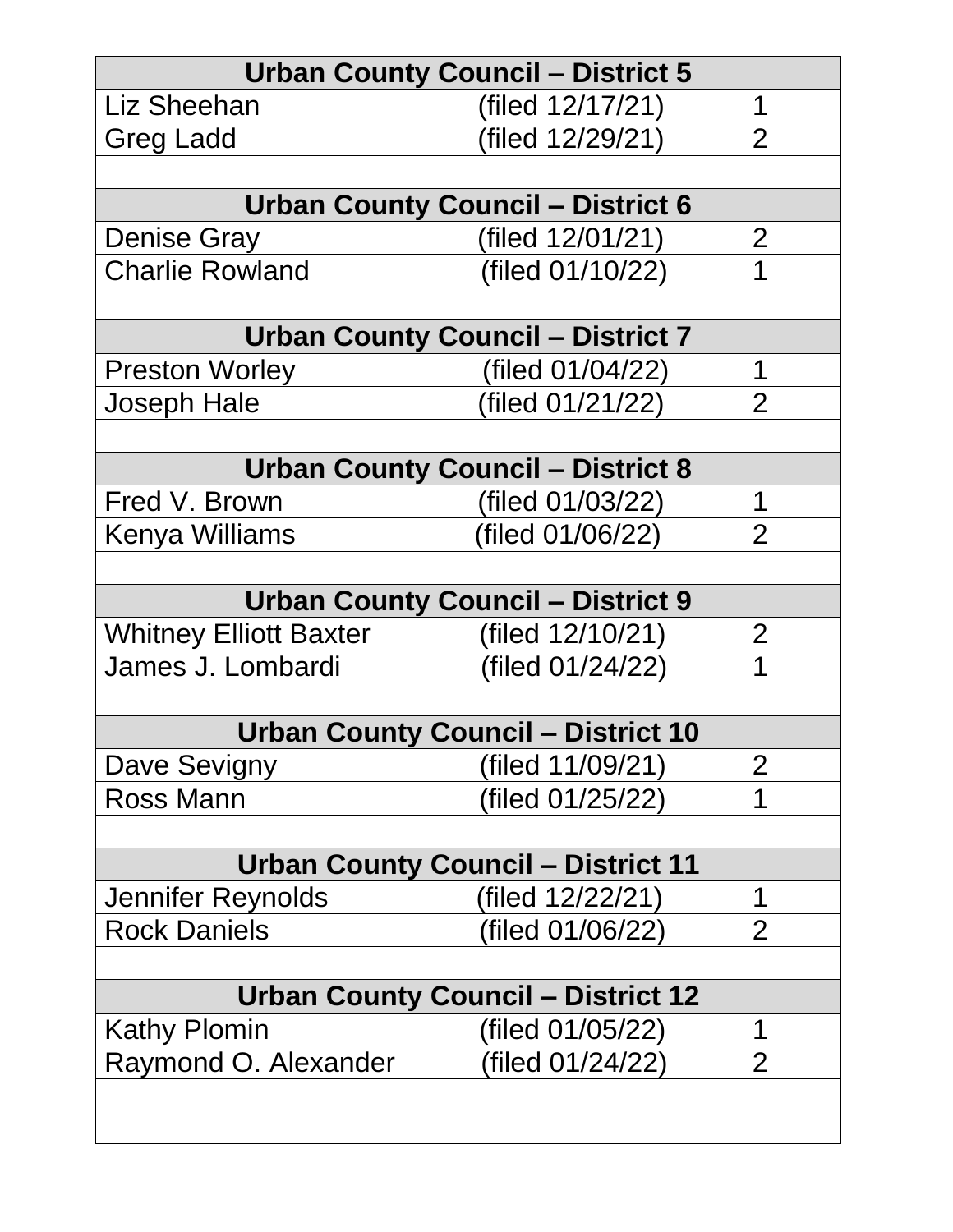| Urban County Council – District 5 | | |
|---|---|---|
| Liz Sheehan | (filed 12/17/21) | 1 |
| Greg Ladd | (filed 12/29/21) | 2 |
| | | |
| **Urban County Council – District 6** | | |
| Denise Gray | (filed 12/01/21) | 2 |
| Charlie Rowland | (filed 01/10/22) | 1 |
| | | |
| **Urban County Council – District 7** | | |
| Preston Worley | (filed 01/04/22) | 1 |
| Joseph Hale | (filed 01/21/22) | 2 |
| | | |
| **Urban County Council – District 8** | | |
| Fred V. Brown | (filed 01/03/22) | 1 |
| Kenya Williams | (filed 01/06/22) | 2 |
| | | |
| **Urban County Council – District 9** | | |
| Whitney Elliott Baxter | (filed 12/10/21) | 2 |
| James J. Lombardi | (filed 01/24/22) | 1 |
| | | |
| **Urban County Council – District 10** | | |
| Dave Sevigny | (filed 11/09/21) | 2 |
| Ross Mann | (filed 01/25/22) | 1 |
| | | |
| **Urban County Council – District 11** | | |
| Jennifer Reynolds | (filed 12/22/21) | 1 |
| Rock Daniels | (filed 01/06/22) | 2 |
| | | |
| **Urban County Council – District 12** | | |
| Kathy Plomin | (filed 01/05/22) | 1 |
| Raymond O. Alexander | (filed 01/24/22) | 2 |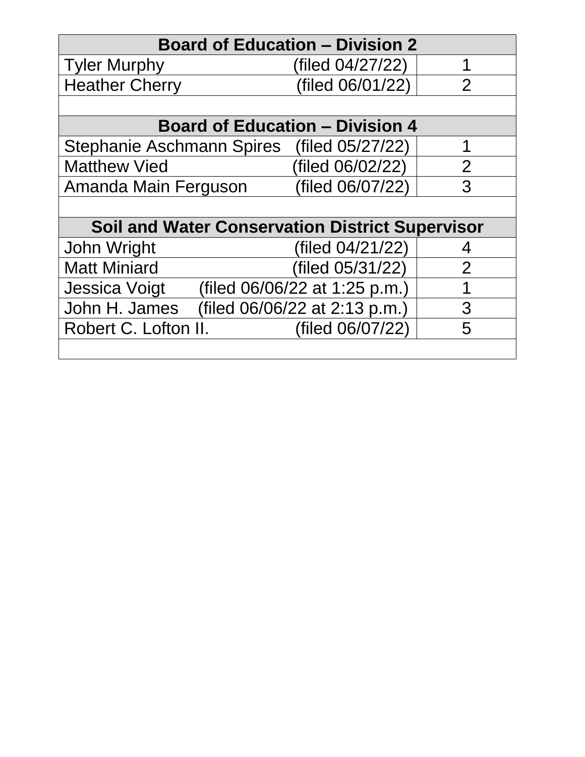| Board of Education – Division 2 | | |
|---|---|---|
| Tyler Murphy | (filed 04/27/22) | 1 |
| Heather Cherry | (filed 06/01/22) | 2 |
| | | |
| **Board of Education – Division 4** | | |
| Stephanie Aschmann Spires | (filed 05/27/22) | 1 |
| Matthew Vied | (filed 06/02/22) | 2 |
| Amanda Main Ferguson | (filed 06/07/22) | 3 |
| | | |
| **Soil and Water Conservation District Supervisor** | | |
| John Wright | (filed 04/21/22) | 4 |
| Matt Miniard | (filed 05/31/22) | 2 |
| Jessica Voigt | (filed 06/06/22 at 1:25 p.m.) | 1 |
| John H. James | (filed 06/06/22 at 2:13 p.m.) | 3 |
| Robert C. Lofton II. | (filed 06/07/22) | 5 |
| | | |